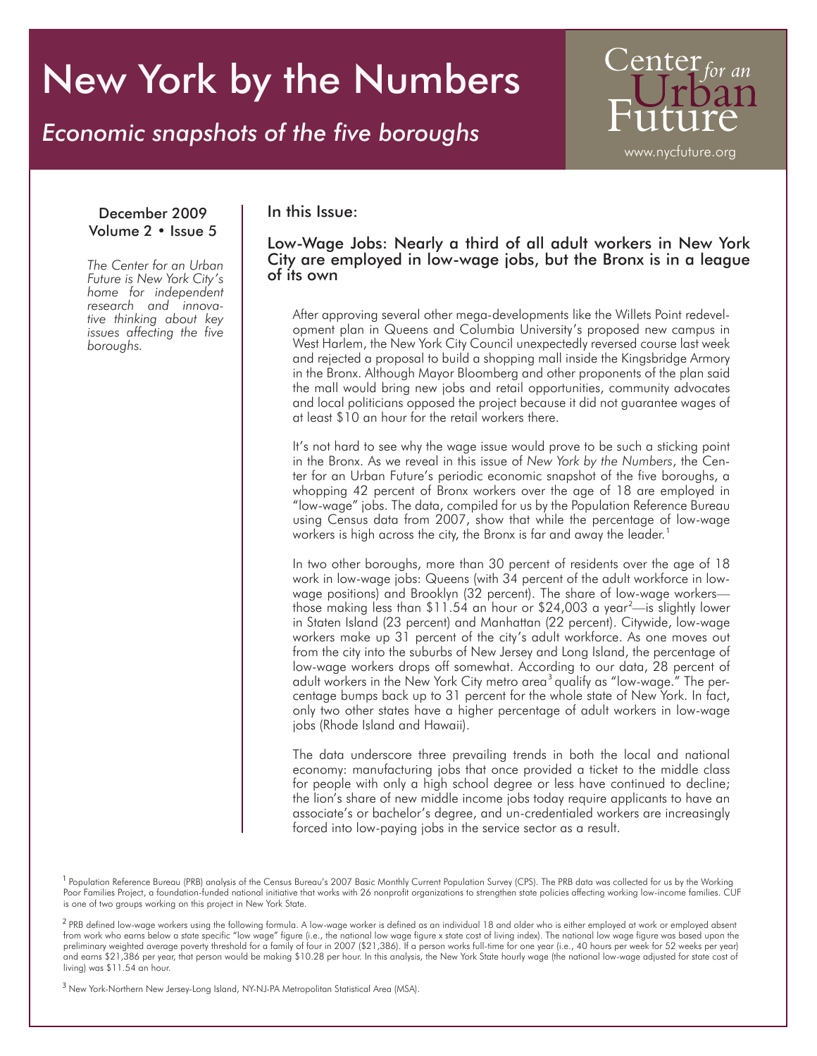# New York by the Numbers

*Economic snapshots of the five boroughs*

Center *for an* Urban Future

www.nycfuture.org

December 2009
Volume 2 • Issue 5

*The Center for an Urban Future is New York City's home for independent research and innovative thinking about key issues affecting the five boroughs.*

In this Issue:

## Low-Wage Jobs: Nearly a third of all adult workers in New York City are employed in low-wage jobs, but the Bronx is in a league of its own

After approving several other mega-developments like the Willets Point redevelopment plan in Queens and Columbia University's proposed new campus in West Harlem, the New York City Council unexpectedly reversed course last week and rejected a proposal to build a shopping mall inside the Kingsbridge Armory in the Bronx. Although Mayor Bloomberg and other proponents of the plan said the mall would bring new jobs and retail opportunities, community advocates and local politicians opposed the project because it did not guarantee wages of at least $10 an hour for the retail workers there.

It's not hard to see why the wage issue would prove to be such a sticking point in the Bronx. As we reveal in this issue of *New York by the Numbers*, the Center for an Urban Future's periodic economic snapshot of the five boroughs, a whopping 42 percent of Bronx workers over the age of 18 are employed in "low-wage" jobs. The data, compiled for us by the Population Reference Bureau using Census data from 2007, show that while the percentage of low-wage workers is high across the city, the Bronx is far and away the leader.[1]

In two other boroughs, more than 30 percent of residents over the age of 18 work in low-wage jobs: Queens (with 34 percent of the adult workforce in low-wage positions) and Brooklyn (32 percent). The share of low-wage workers—those making less than $11.54 an hour or $24,003 a year[2]—is slightly lower in Staten Island (23 percent) and Manhattan (22 percent). Citywide, low-wage workers make up 31 percent of the city's adult workforce. As one moves out from the city into the suburbs of New Jersey and Long Island, the percentage of low-wage workers drops off somewhat. According to our data, 28 percent of adult workers in the New York City metro area[3] qualify as "low-wage." The percentage bumps back up to 31 percent for the whole state of New York. In fact, only two other states have a higher percentage of adult workers in low-wage jobs (Rhode Island and Hawaii).

The data underscore three prevailing trends in both the local and national economy: manufacturing jobs that once provided a ticket to the middle class for people with only a high school degree or less have continued to decline; the lion's share of new middle income jobs today require applicants to have an associate's or bachelor's degree, and un-credentialed workers are increasingly forced into low-paying jobs in the service sector as a result.

[1] Population Reference Bureau (PRB) analysis of the Census Bureau's 2007 Basic Monthly Current Population Survey (CPS). The PRB data was collected for us by the Working Poor Families Project, a foundation-funded national initiative that works with 26 nonprofit organizations to strengthen state policies affecting working low-income families. CUF is one of two groups working on this project in New York State.

[2] PRB defined low-wage workers using the following formula. A low-wage worker is defined as an individual 18 and older who is either employed at work or employed absent from work who earns below a state specific "low wage" figure (i.e., the national low wage figure x state cost of living index). The national low wage figure was based upon the preliminary weighted average poverty threshold for a family of four in 2007 ($21,386). If a person works full-time for one year (i.e., 40 hours per week for 52 weeks per year) and earns $21,386 per year, that person would be making $10.28 per hour. In this analysis, the New York State hourly wage (the national low-wage adjusted for state cost of living) was $11.54 an hour.

[3] New York-Northern New Jersey-Long Island, NY-NJ-PA Metropolitan Statistical Area (MSA).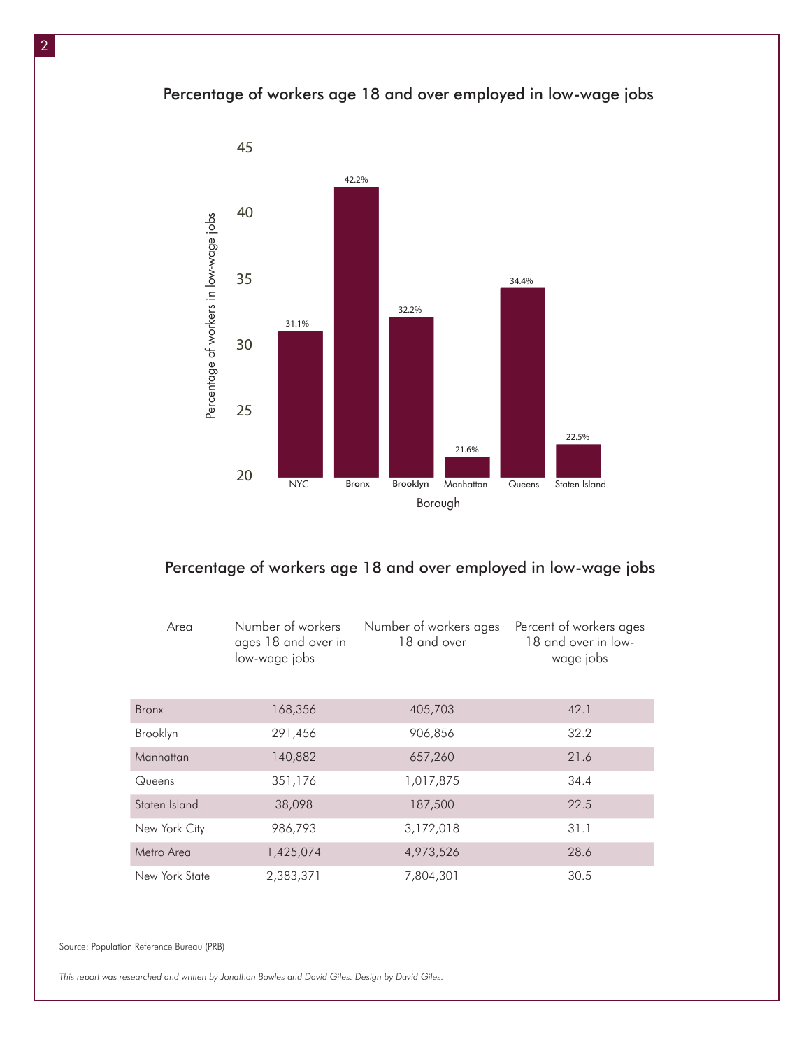## Percentage of workers age 18 and over employed in low-wage jobs

45
40
35
30
25
20

Percentage of workers in low-wage jobs

31.1%
42.2%
32.2%
21.6%
34.4%
22.5%

NYC
Bronx
Brooklyn
Manhattan
Queens
Staten Island

Borough

## Percentage of workers age 18 and over employed in low-wage jobs

| Area | Number of workers ages 18 and over in low-wage jobs | Number of workers ages 18 and over | Percent of workers ages 18 and over in low-wage jobs |
|---|---|---|---|
| Bronx | 168,356 | 405,703 | 42.1 |
| Brooklyn | 291,456 | 906,856 | 32.2 |
| Manhattan | 140,882 | 657,260 | 21.6 |
| Queens | 351,176 | 1,017,875 | 34.4 |
| Staten Island | 38,098 | 187,500 | 22.5 |
| New York City | 986,793 | 3,172,018 | 31.1 |
| Metro Area | 1,425,074 | 4,973,526 | 28.6 |
| New York State | 2,383,371 | 7,804,301 | 30.5 |

Source: Population Reference Bureau (PRB)

*This report was researched and written by Jonathan Bowles and David Giles. Design by David Giles.*